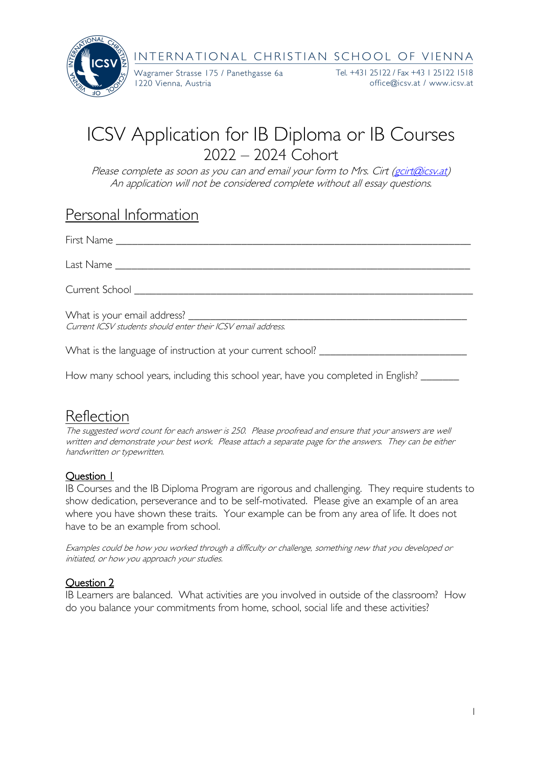INTERNATIONAL CHRISTIAN SCHOOL OF VIENNA

Wagramer Strasse 175 / Panethgasse 6a
1220 Vienna, Austria

Tel. +431 25122 / Fax +43 1 25122 1518
office@icsv.at / www.icsv.at

# ICSV Application for IB Diploma or IB Courses
## 2022 – 2024 Cohort

*Please complete as soon as you can and email your form to Mrs. Cirt (gcirt@icsv.at)*
*An application will not be considered complete without all essay questions.*

## Personal Information

First Name ______________________________________________

Last Name ______________________________________________

Current School ______________________________________________

What is your email address? ______________________________________________
*Current ICSV students should enter their ICSV email address.*

What is the language of instruction at your current school? ____________________

How many school years, including this school year, have you completed in English? _______

## Reflection

*The suggested word count for each answer is 250. Please proofread and ensure that your answers are well written and demonstrate your best work. Please attach a separate page for the answers. They can be either handwritten or typewritten.*

### Question 1

IB Courses and the IB Diploma Program are rigorous and challenging. They require students to show dedication, perseverance and to be self-motivated. Please give an example of an area where you have shown these traits. Your example can be from any area of life. It does not have to be an example from school.

*Examples could be how you worked through a difficulty or challenge, something new that you developed or initiated, or how you approach your studies.*

### Question 2

IB Learners are balanced. What activities are you involved in outside of the classroom? How do you balance your commitments from home, school, social life and these activities?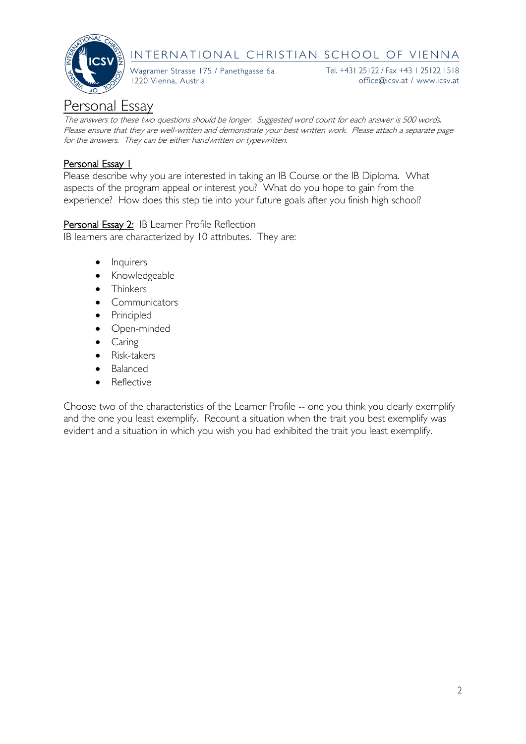# INTERNATIONAL CHRISTIAN SCHOOL OF VIENNA

Wagramer Strasse 175 / Panethgasse 6a
1220 Vienna, Austria

Tel. +431 25122 / Fax +43 1 25122 1518
office@icsv.at / www.icsv.at

## Personal Essay

*The answers to these two questions should be longer. Suggested word count for each answer is 500 words. Please ensure that they are well-written and demonstrate your best written work. Please attach a separate page for the answers. They can be either handwritten or typewritten.*

### Personal Essay 1

Please describe why you are interested in taking an IB Course or the IB Diploma. What aspects of the program appeal or interest you? What do you hope to gain from the experience? How does this step tie into your future goals after you finish high school?

### Personal Essay 2: IB Learner Profile Reflection

IB learners are characterized by 10 attributes. They are:

- Inquirers
- Knowledgeable
- Thinkers
- Communicators
- Principled
- Open-minded
- Caring
- Risk-takers
- Balanced
- Reflective

Choose two of the characteristics of the Learner Profile -- one you think you clearly exemplify and the one you least exemplify. Recount a situation when the trait you best exemplify was evident and a situation in which you wish you had exhibited the trait you least exemplify.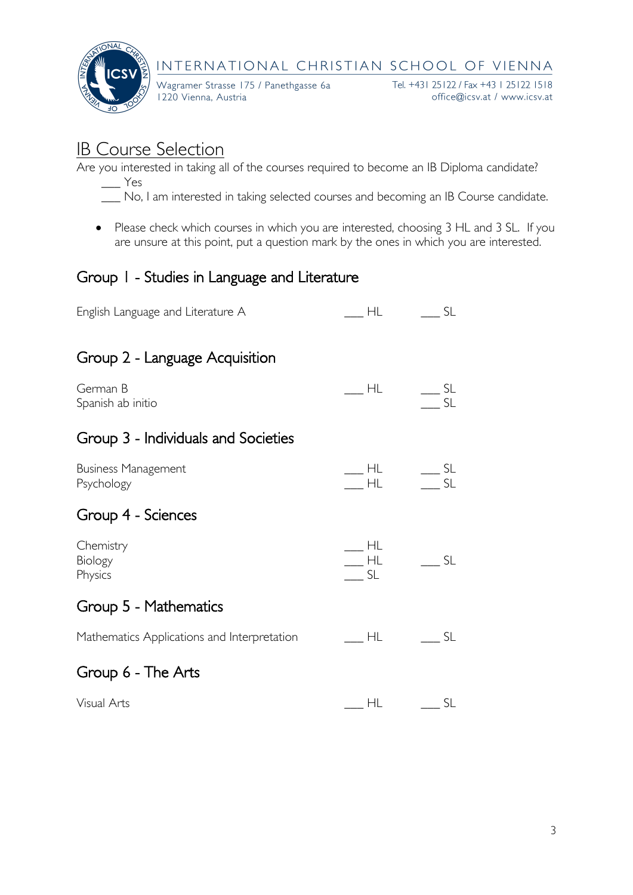INTERNATIONAL CHRISTIAN SCHOOL OF VIENNA

Wagramer Strasse 175 / Panethgasse 6a
1220 Vienna, Austria

Tel. +431 25122 / Fax +43 1 25122 1518
office@icsv.at / www.icsv.at

# IB Course Selection

Are you interested in taking all of the courses required to become an IB Diploma candidate?

___ Yes

___ No, I am interested in taking selected courses and becoming an IB Course candidate.

- Please check which courses in which you are interested, choosing 3 HL and 3 SL. If you are unsure at this point, put a question mark by the ones in which you are interested.

## Group 1 - Studies in Language and Literature

| Course | HL | SL |
| --- | --- | --- |
| English Language and Literature A | ___ HL | ___ SL |

## Group 2 - Language Acquisition

| Course | HL | SL |
| --- | --- | --- |
| German B | ___ HL | ___ SL |
| Spanish ab initio | | ___ SL |

## Group 3 - Individuals and Societies

| Course | HL | SL |
| --- | --- | --- |
| Business Management | ___ HL | ___ SL |
| Psychology | ___ HL | ___ SL |

## Group 4 - Sciences

| Course | HL | SL |
| --- | --- | --- |
| Chemistry | ___ HL | |
| Biology | ___ HL | ___ SL |
| Physics | ___ SL | |

## Group 5 - Mathematics

| Course | HL | SL |
| --- | --- | --- |
| Mathematics Applications and Interpretation | ___ HL | ___ SL |

## Group 6 - The Arts

| Course | HL | SL |
| --- | --- | --- |
| Visual Arts | ___ HL | ___ SL |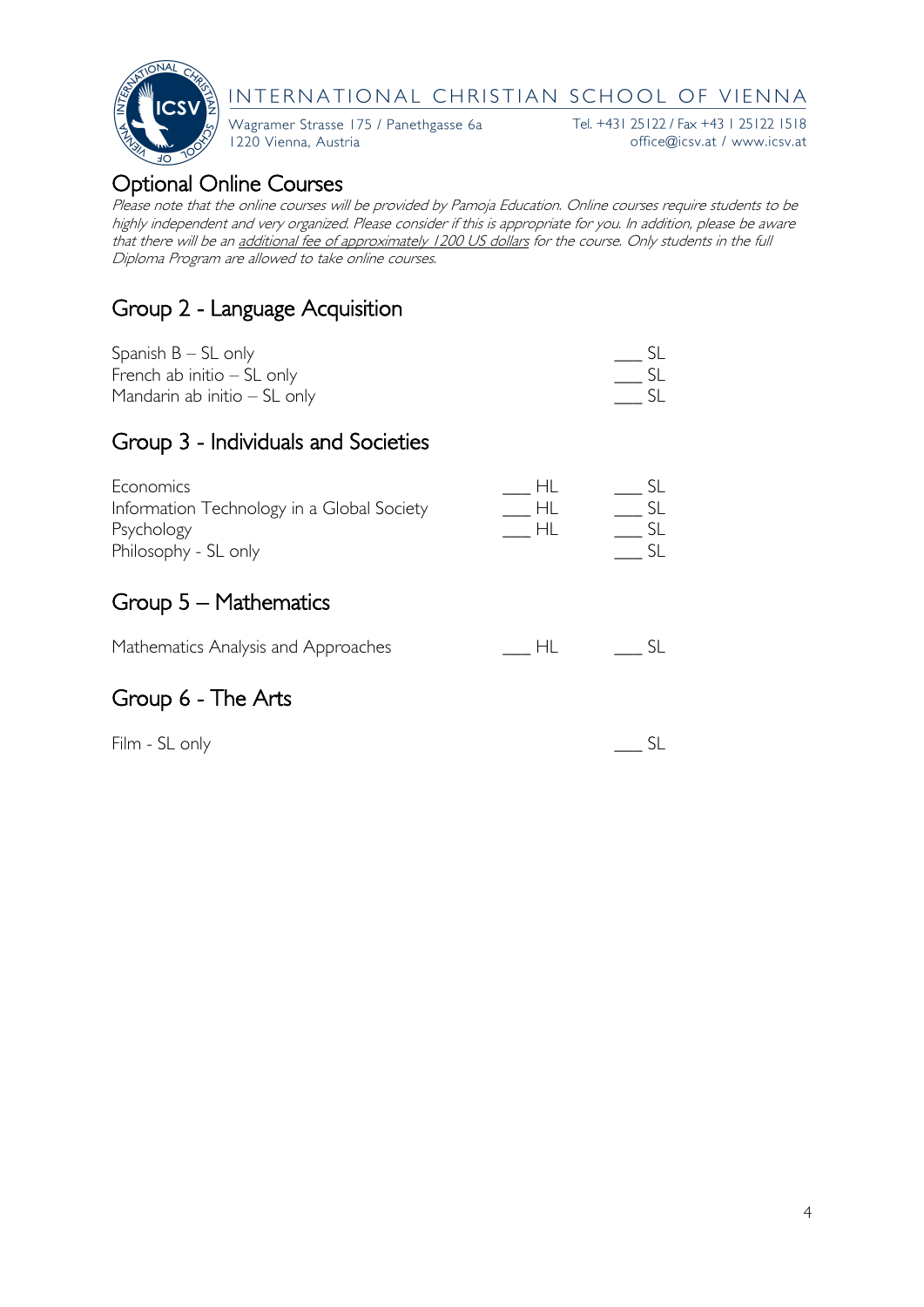## Optional Online Courses

*Please note that the online courses will be provided by Pamoja Education. Online courses require students to be highly independent and very organized. Please consider if this is appropriate for you. In addition, please be aware that there will be an additional fee of approximately 1200 US dollars for the course. Only students in the full Diploma Program are allowed to take online courses.*

## Group 2 - Language Acquisition

| Course | HL | SL |
|---|---|---|
| Spanish B – SL only | | ___ SL |
| French ab initio – SL only | | ___ SL |
| Mandarin ab initio – SL only | | ___ SL |

## Group 3 - Individuals and Societies

| Course | HL | SL |
|---|---|---|
| Economics | ___ HL | ___ SL |
| Information Technology in a Global Society | ___ HL | ___ SL |
| Psychology | ___ HL | ___ SL |
| Philosophy - SL only | | ___ SL |

## Group 5 – Mathematics

| Course | HL | SL |
|---|---|---|
| Mathematics Analysis and Approaches | ___ HL | ___ SL |

## Group 6 - The Arts

| Course | HL | SL |
|---|---|---|
| Film - SL only | | ___ SL |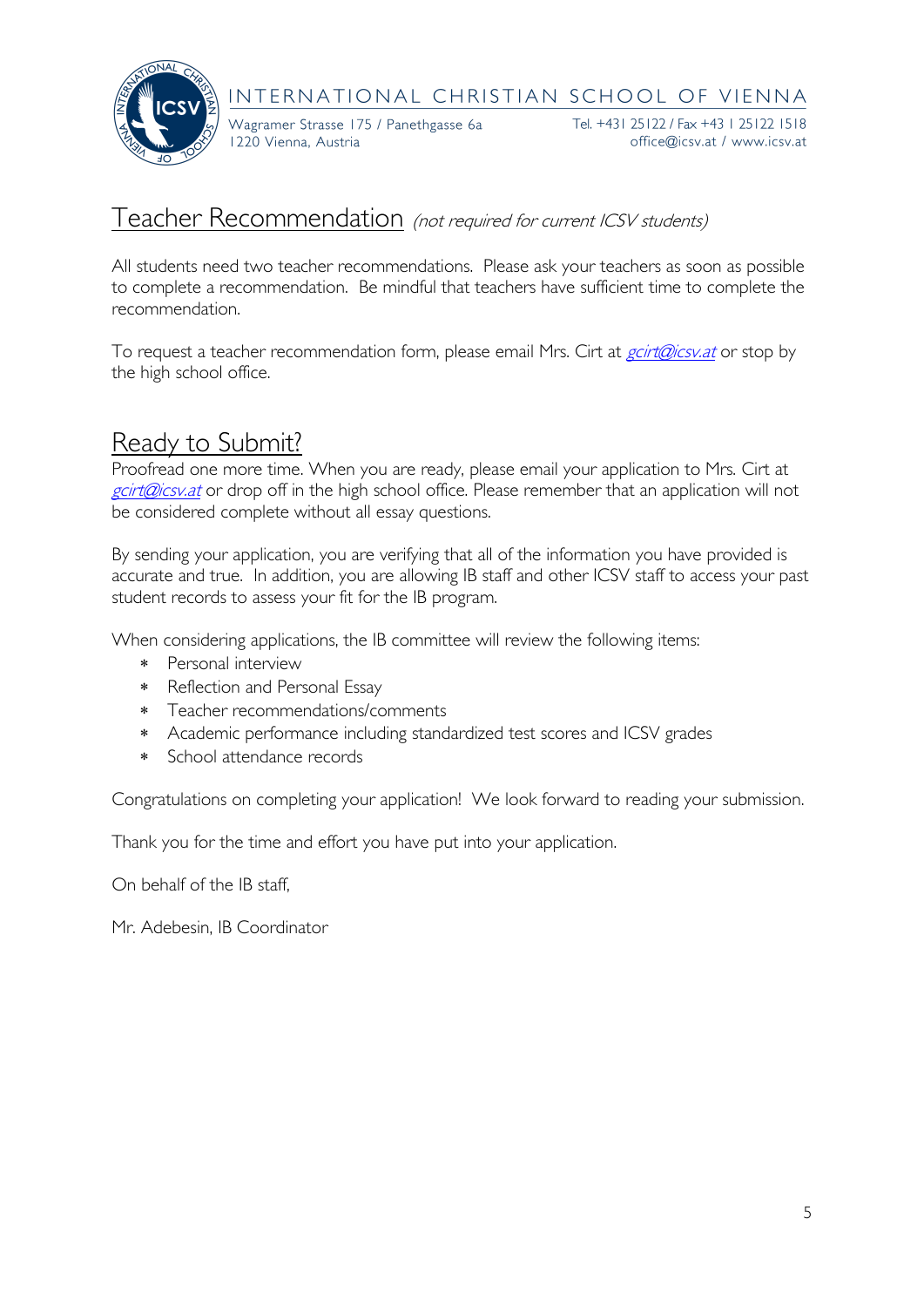## Teacher Recommendation *(not required for current ICSV students)*

All students need two teacher recommendations. Please ask your teachers as soon as possible to complete a recommendation. Be mindful that teachers have sufficient time to complete the recommendation.

To request a teacher recommendation form, please email Mrs. Cirt at *gcirt@icsv.at* or stop by the high school office.

## Ready to Submit?

Proofread one more time. When you are ready, please email your application to Mrs. Cirt at *gcirt@icsv.at* or drop off in the high school office. Please remember that an application will not be considered complete without all essay questions.

By sending your application, you are verifying that all of the information you have provided is accurate and true. In addition, you are allowing IB staff and other ICSV staff to access your past student records to assess your fit for the IB program.

When considering applications, the IB committee will review the following items:

- Personal interview
- Reflection and Personal Essay
- Teacher recommendations/comments
- Academic performance including standardized test scores and ICSV grades
- School attendance records

Congratulations on completing your application! We look forward to reading your submission.

Thank you for the time and effort you have put into your application.

On behalf of the IB staff,

Mr. Adebesin, IB Coordinator